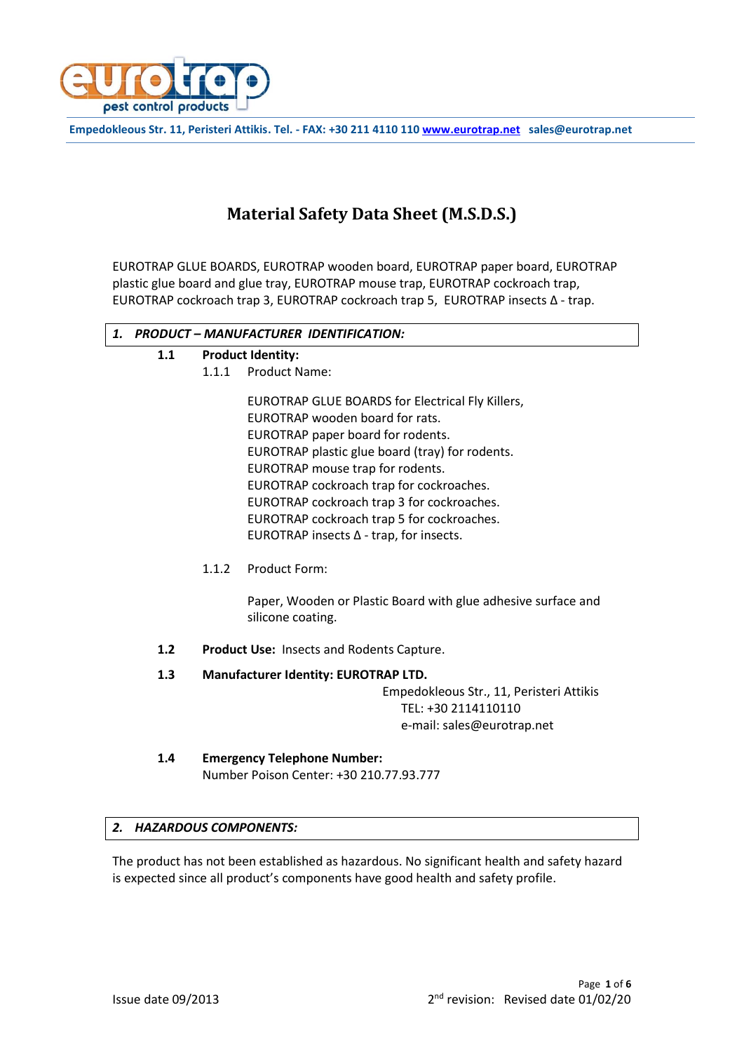Empedokleous Str. 11, Peristeri Attikis. Tel. - FAX: +30 211 4110 110 www.eurotrap.net sales@eurotrap.net

# Material Safety Data Sheet (M.S.D.S.)

EUROTRAP GLUE BOARDS, EUROTRAP wooden board, EUROTRAP paper board, EUROTRAP plastic glue board and glue tray, EUROTRAP mouse trap, EUROTRAP cockroach trap, EUROTRAP cockroach trap 3, EUROTRAP cockroach trap 5, EUROTRAP insects Δ - trap.

## *1. PRODUCT – MANUFACTURER IDENTIFICATION:*

**1.1 Product Identity:**

1.1.1 Product Name:

EUROTRAP GLUE BOARDS for Electrical Fly Killers,
EUROTRAP wooden board for rats.
EUROTRAP paper board for rodents.
EUROTRAP plastic glue board (tray) for rodents.
EUROTRAP mouse trap for rodents.
EUROTRAP cockroach trap for cockroaches.
EUROTRAP cockroach trap 3 for cockroaches.
EUROTRAP cockroach trap 5 for cockroaches.
EUROTRAP insects Δ - trap, for insects.

1.1.2 Product Form:

Paper, Wooden or Plastic Board with glue adhesive surface and silicone coating.

**1.2 Product Use:** Insects and Rodents Capture.

**1.3 Manufacturer Identity: EUROTRAP LTD.**

Empedokleous Str., 11, Peristeri Attikis
TEL: +30 2114110110
e-mail: sales@eurotrap.net

**1.4 Emergency Telephone Number:**
Number Poison Center: +30 210.77.93.777

## *2. HAZARDOUS COMPONENTS:*

The product has not been established as hazardous. No significant health and safety hazard is expected since all product's components have good health and safety profile.

Issue date 09/2013

2nd revision: Revised date 01/02/20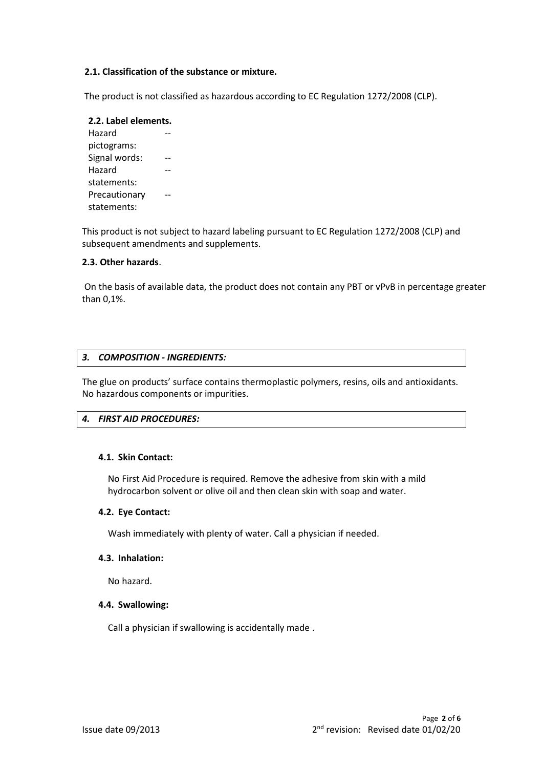### 2.1. Classification of the substance or mixture.

The product is not classified as hazardous according to EC Regulation 1272/2008 (CLP).

### 2.2. Label elements.

| | |
|---|---|
| Hazard pictograms: | -- |
| Signal words: | -- |
| Hazard statements: | -- |
| Precautionary statements: | -- |

This product is not subject to hazard labeling pursuant to EC Regulation 1272/2008 (CLP) and subsequent amendments and supplements.

### 2.3. Other hazards.

On the basis of available data, the product does not contain any PBT or vPvB in percentage greater than 0,1%.

## *3. COMPOSITION - INGREDIENTS:*

The glue on products' surface contains thermoplastic polymers, resins, oils and antioxidants. No hazardous components or impurities.

## *4. FIRST AID PROCEDURES:*

### 4.1. Skin Contact:

No First Aid Procedure is required. Remove the adhesive from skin with a mild hydrocarbon solvent or olive oil and then clean skin with soap and water.

### 4.2. Eye Contact:

Wash immediately with plenty of water. Call a physician if needed.

### 4.3. Inhalation:

No hazard.

### 4.4. Swallowing:

Call a physician if swallowing is accidentally made .

Issue date 09/2013

2nd revision: Revised date 01/02/20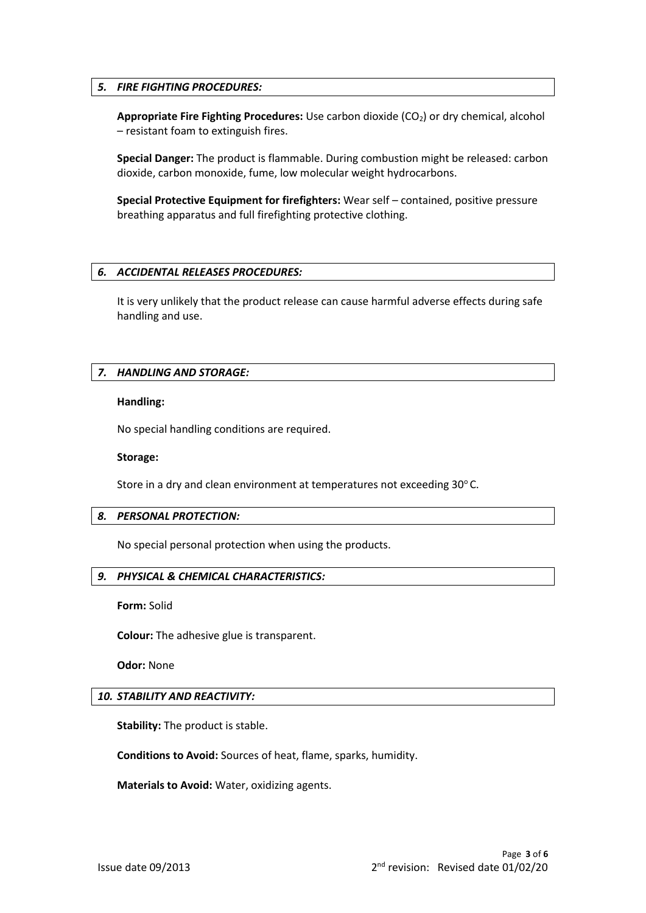## *5. FIRE FIGHTING PROCEDURES:*

**Appropriate Fire Fighting Procedures:** Use carbon dioxide ($CO_2$) or dry chemical, alcohol – resistant foam to extinguish fires.

**Special Danger:** The product is flammable. During combustion might be released: carbon dioxide, carbon monoxide, fume, low molecular weight hydrocarbons.

**Special Protective Equipment for firefighters:** Wear self – contained, positive pressure breathing apparatus and full firefighting protective clothing.

## *6. ACCIDENTAL RELEASES PROCEDURES:*

It is very unlikely that the product release can cause harmful adverse effects during safe handling and use.

## *7. HANDLING AND STORAGE:*

**Handling:**

No special handling conditions are required.

**Storage:**

Store in a dry and clean environment at temperatures not exceeding 30$^{o}$C.

## *8. PERSONAL PROTECTION:*

No special personal protection when using the products.

## *9. PHYSICAL & CHEMICAL CHARACTERISTICS:*

**Form:** Solid

**Colour:** The adhesive glue is transparent.

**Odor:** None

## *10. STABILITY AND REACTIVITY:*

**Stability:** The product is stable.

**Conditions to Avoid:** Sources of heat, flame, sparks, humidity.

**Materials to Avoid:** Water, oxidizing agents.

Issue date 09/2013

2nd revision: Revised date 01/02/20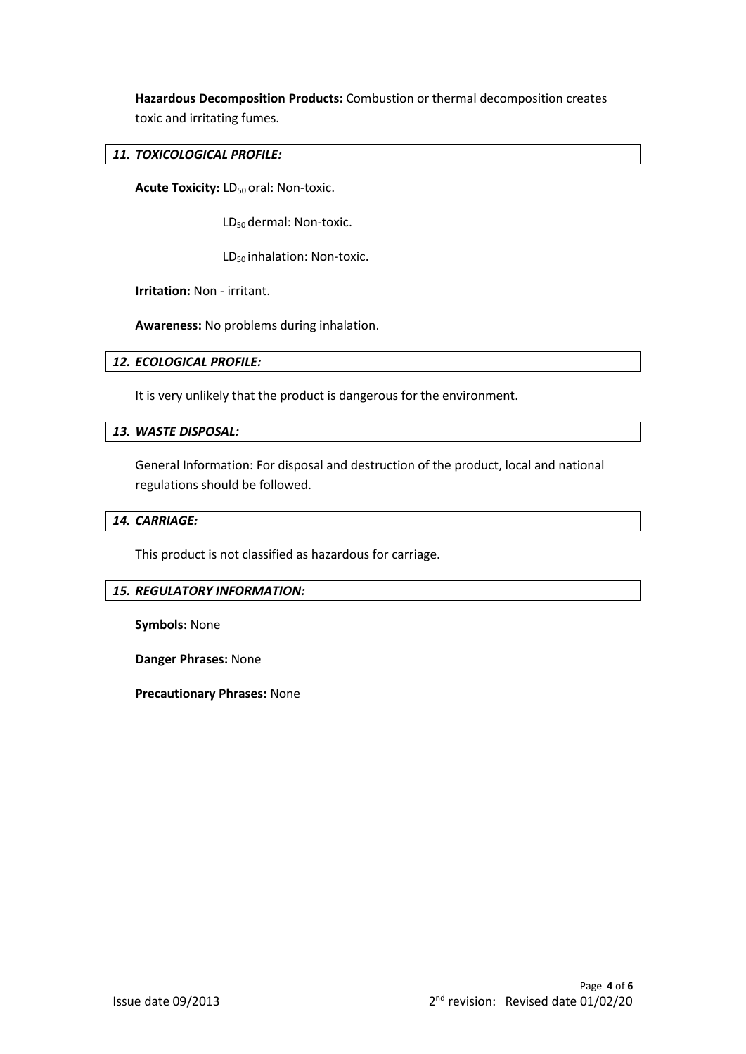**Hazardous Decomposition Products:** Combustion or thermal decomposition creates toxic and irritating fumes.

## *11. TOXICOLOGICAL PROFILE:*

**Acute Toxicity:** $LD_{50}$ oral: Non-toxic.

$LD_{50}$ dermal: Non-toxic.

$LD_{50}$ inhalation: Non-toxic.

**Irritation:** Non - irritant.

**Awareness:** No problems during inhalation.

## *12. ECOLOGICAL PROFILE:*

It is very unlikely that the product is dangerous for the environment.

## *13. WASTE DISPOSAL:*

General Information: For disposal and destruction of the product, local and national regulations should be followed.

## *14. CARRIAGE:*

This product is not classified as hazardous for carriage.

## *15. REGULATORY INFORMATION:*

**Symbols:** None

**Danger Phrases:** None

**Precautionary Phrases:** None

Issue date 09/2013

2nd revision: Revised date 01/02/20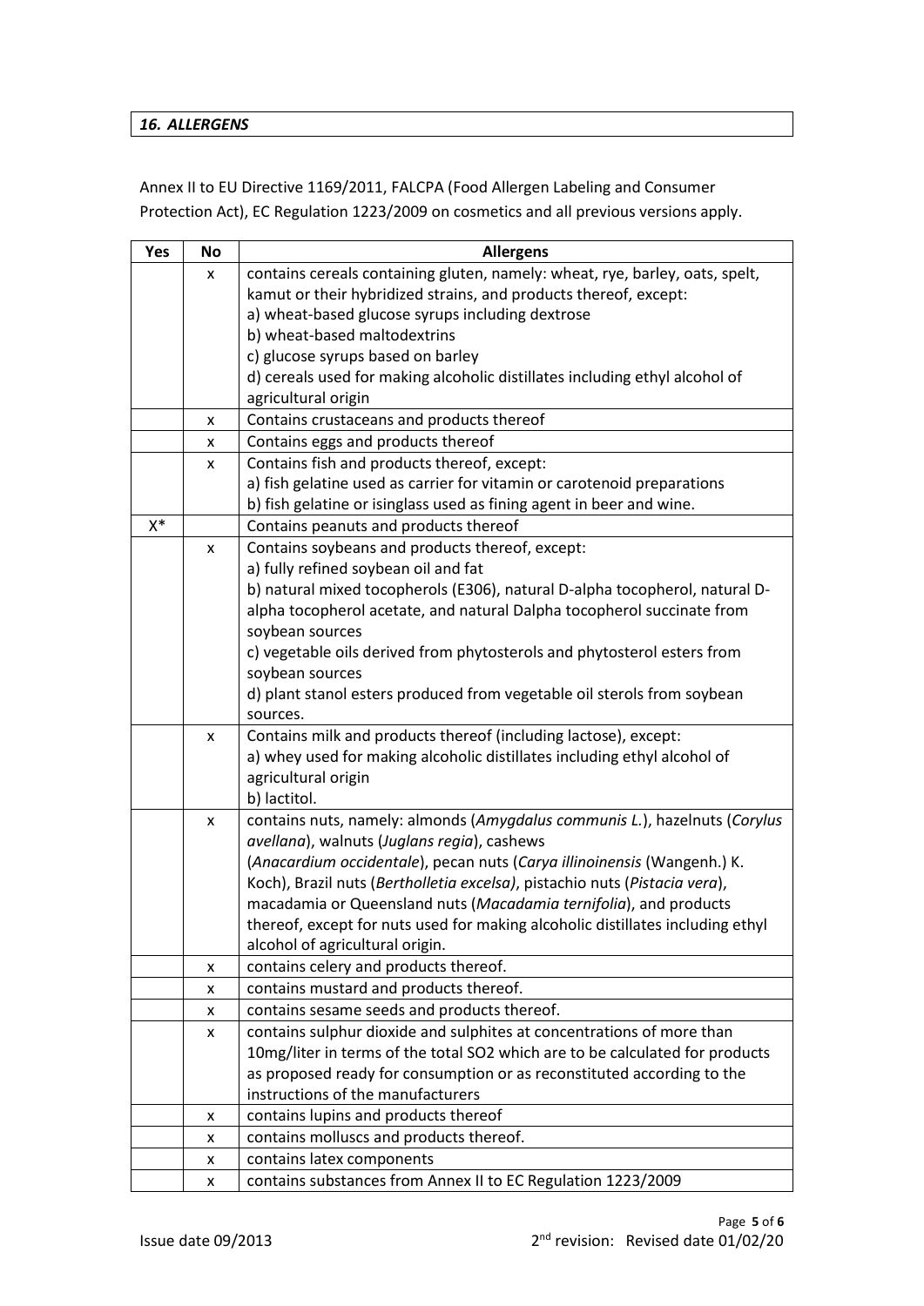### *16. ALLERGENS*

Annex II to EU Directive 1169/2011, FALCPA (Food Allergen Labeling and Consumer Protection Act), EC Regulation 1223/2009 on cosmetics and all previous versions apply.

| Yes | No | Allergens |
|---|---|---|
| | x | contains cereals containing gluten, namely: wheat, rye, barley, oats, spelt, kamut or their hybridized strains, and products thereof, except:<br>a) wheat-based glucose syrups including dextrose<br>b) wheat-based maltodextrins<br>c) glucose syrups based on barley<br>d) cereals used for making alcoholic distillates including ethyl alcohol of agricultural origin |
| | x | Contains crustaceans and products thereof |
| | x | Contains eggs and products thereof |
| | x | Contains fish and products thereof, except:<br>a) fish gelatine used as carrier for vitamin or carotenoid preparations<br>b) fish gelatine or isinglass used as fining agent in beer and wine. |
| X* | | Contains peanuts and products thereof |
| | x | Contains soybeans and products thereof, except:<br>a) fully refined soybean oil and fat<br>b) natural mixed tocopherols (E306), natural D-alpha tocopherol, natural D-alpha tocopherol acetate, and natural Dalpha tocopherol succinate from soybean sources<br>c) vegetable oils derived from phytosterols and phytosterol esters from soybean sources<br>d) plant stanol esters produced from vegetable oil sterols from soybean sources. |
| | x | Contains milk and products thereof (including lactose), except:<br>a) whey used for making alcoholic distillates including ethyl alcohol of agricultural origin<br>b) lactitol. |
| | x | contains nuts, namely: almonds (*Amygdalus communis L.*), hazelnuts (*Corylus avellana*), walnuts (*Juglans regia*), cashews (*Anacardium occidentale*), pecan nuts (*Carya illinoinensis* (Wangenh.) K. Koch), Brazil nuts (*Bertholletia excelsa)*, pistachio nuts (*Pistacia vera*), macadamia or Queensland nuts (*Macadamia ternifolia*), and products thereof, except for nuts used for making alcoholic distillates including ethyl alcohol of agricultural origin. |
| | x | contains celery and products thereof. |
| | x | contains mustard and products thereof. |
| | x | contains sesame seeds and products thereof. |
| | x | contains sulphur dioxide and sulphites at concentrations of more than 10mg/liter in terms of the total SO2 which are to be calculated for products as proposed ready for consumption or as reconstituted according to the instructions of the manufacturers |
| | x | contains lupins and products thereof |
| | x | contains molluscs and products thereof. |
| | x | contains latex components |
| | x | contains substances from Annex II to EC Regulation 1223/2009 |

Issue date 09/2013

2nd revision: Revised date 01/02/20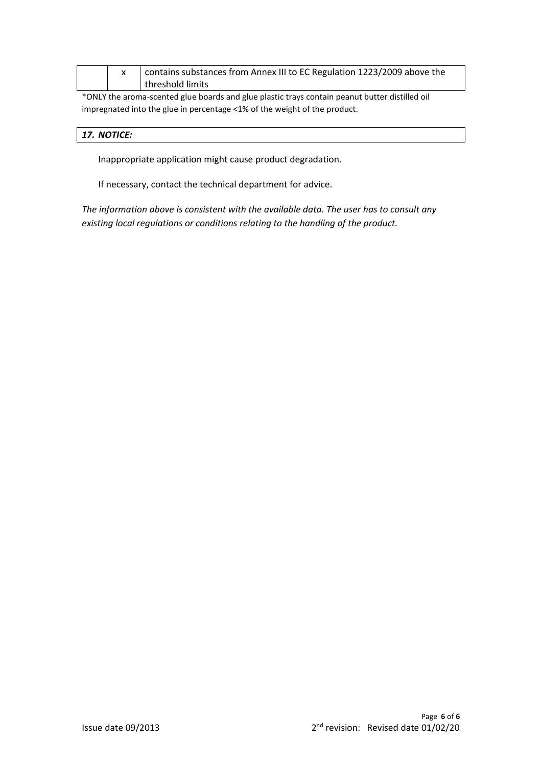| | | |
|---|---|---|
| | x | contains substances from Annex III to EC Regulation 1223/2009 above the threshold limits |

*ONLY the aroma-scented glue boards and glue plastic trays contain peanut butter distilled oil impregnated into the glue in percentage <1% of the weight of the product.

## *17. NOTICE:*

Inappropriate application might cause product degradation.

If necessary, contact the technical department for advice.

*The information above is consistent with the available data. The user has to consult any existing local regulations or conditions relating to the handling of the product.*